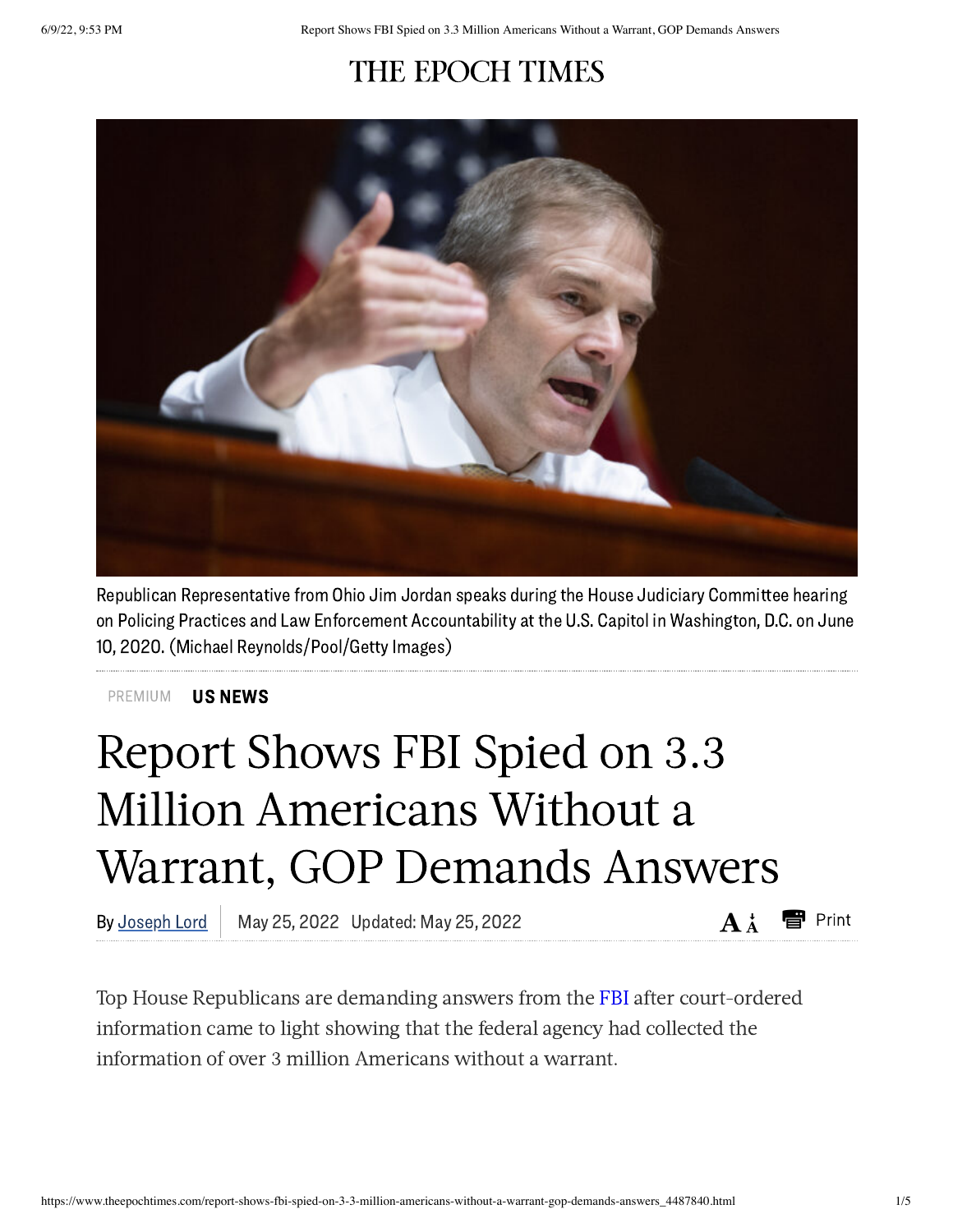THE EPOCH TIMES

Republican Representative from Ohio Jim Jordan speaks during the House Judiciary Committee hearing on Policing Practices and Law Enforcement Accountability at the U.S. Capitol in Washington, D.C. on June 10, 2020. (Michael Reynolds/Pool/Getty Images)

PREMIUM **US NEWS**

# Report Shows FBI Spied on 3.3 Million Americans Without a Warrant, GOP Demands Answers

By Joseph Lord | May 25, 2022 Updated: May 25, 2022

Top House Republicans are demanding answers from the FBI after court-ordered information came to light showing that the federal agency had collected the information of over 3 million Americans without a warrant.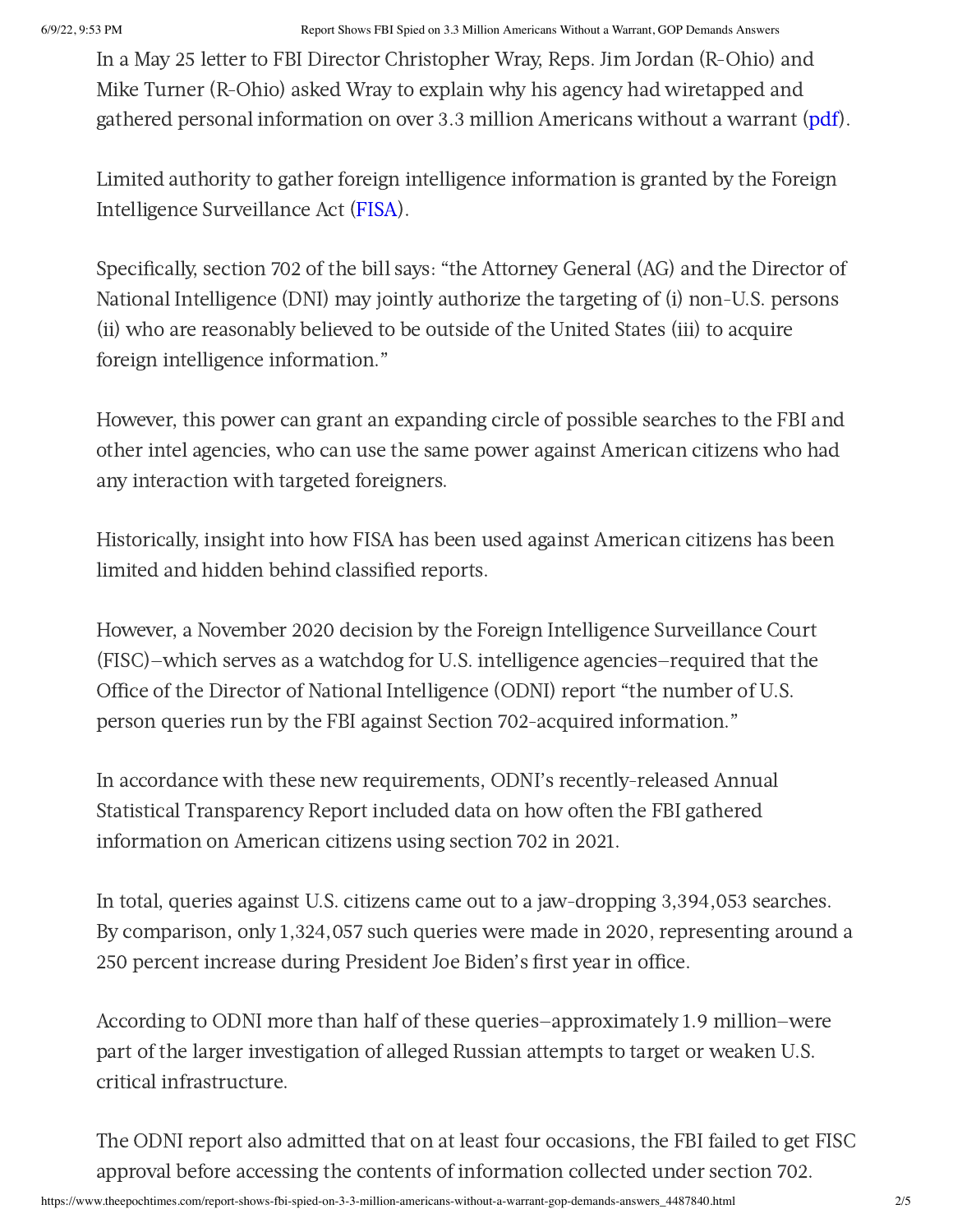In a May 25 letter to FBI Director Christopher Wray, Reps. Jim Jordan (R-Ohio) and Mike Turner (R-Ohio) asked Wray to explain why his agency had wiretapped and gathered personal information on over 3.3 million Americans without a warrant (pdf).

Limited authority to gather foreign intelligence information is granted by the Foreign Intelligence Surveillance Act (FISA).

Specifically, section 702 of the bill says: "the Attorney General (AG) and the Director of National Intelligence (DNI) may jointly authorize the targeting of (i) non-U.S. persons (ii) who are reasonably believed to be outside of the United States (iii) to acquire foreign intelligence information."

However, this power can grant an expanding circle of possible searches to the FBI and other intel agencies, who can use the same power against American citizens who had any interaction with targeted foreigners.

Historically, insight into how FISA has been used against American citizens has been limited and hidden behind classified reports.

However, a November 2020 decision by the Foreign Intelligence Surveillance Court (FISC)—which serves as a watchdog for U.S. intelligence agencies—required that the Office of the Director of National Intelligence (ODNI) report "the number of U.S. person queries run by the FBI against Section 702-acquired information."

In accordance with these new requirements, ODNI's recently-released Annual Statistical Transparency Report included data on how often the FBI gathered information on American citizens using section 702 in 2021.

In total, queries against U.S. citizens came out to a jaw-dropping 3,394,053 searches. By comparison, only 1,324,057 such queries were made in 2020, representing around a 250 percent increase during President Joe Biden's first year in office.

According to ODNI more than half of these queries—approximately 1.9 million—were part of the larger investigation of alleged Russian attempts to target or weaken U.S. critical infrastructure.

The ODNI report also admitted that on at least four occasions, the FBI failed to get FISC approval before accessing the contents of information collected under section 702.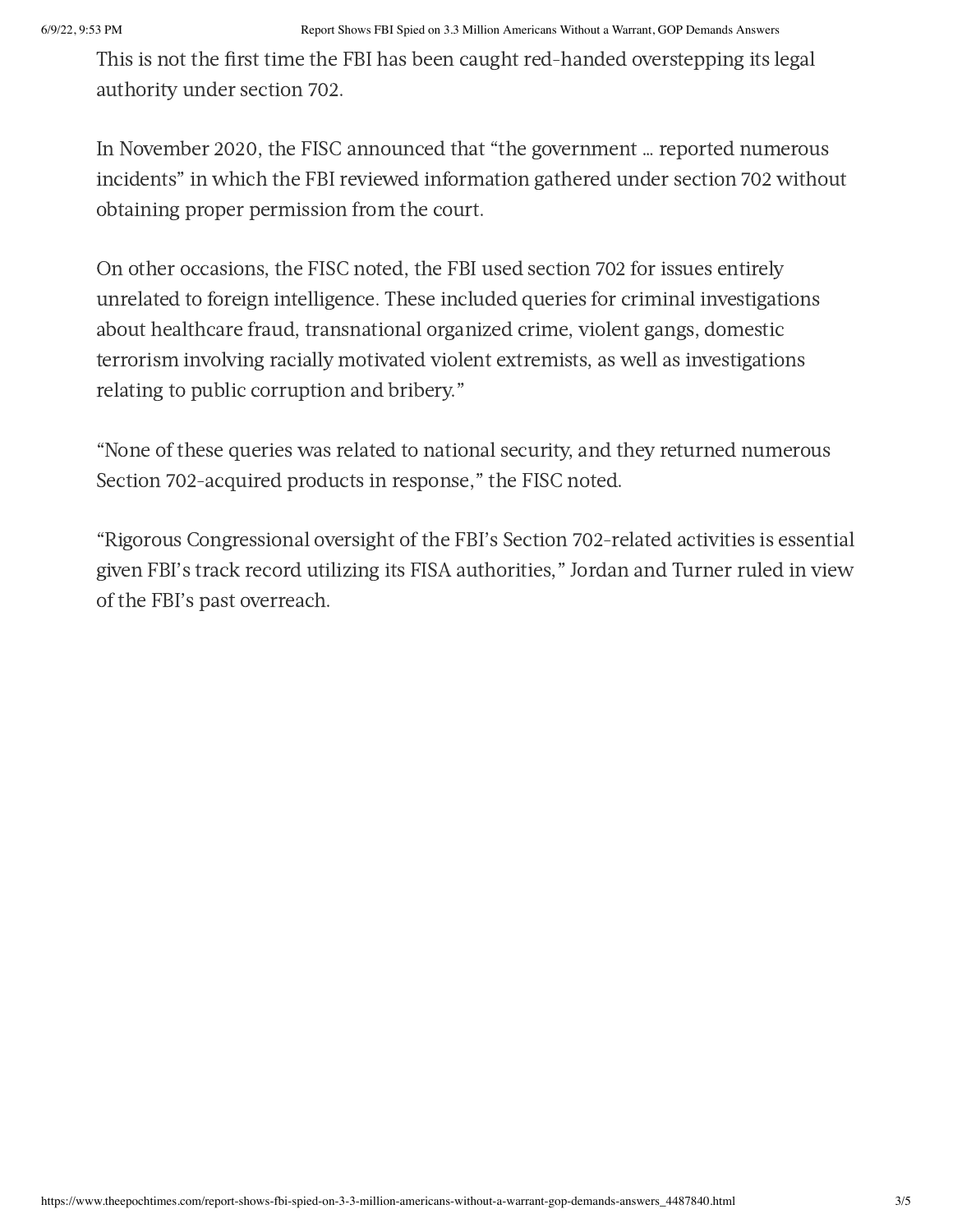This is not the first time the FBI has been caught red-handed overstepping its legal authority under section 702.

In November 2020, the FISC announced that "the government … reported numerous incidents" in which the FBI reviewed information gathered under section 702 without obtaining proper permission from the court.

On other occasions, the FISC noted, the FBI used section 702 for issues entirely unrelated to foreign intelligence. These included queries for criminal investigations about healthcare fraud, transnational organized crime, violent gangs, domestic terrorism involving racially motivated violent extremists, as well as investigations relating to public corruption and bribery."

"None of these queries was related to national security, and they returned numerous Section 702-acquired products in response," the FISC noted.

"Rigorous Congressional oversight of the FBI's Section 702-related activities is essential given FBI's track record utilizing its FISA authorities," Jordan and Turner ruled in view of the FBI's past overreach.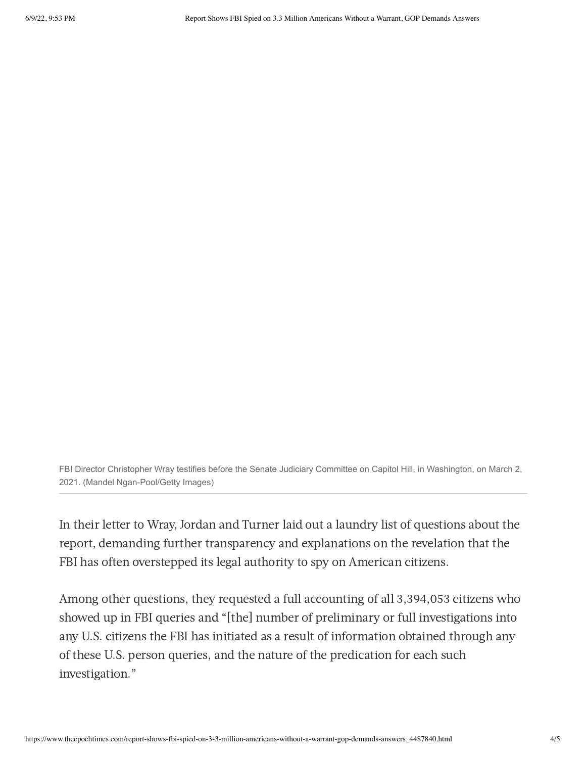FBI Director Christopher Wray testifies before the Senate Judiciary Committee on Capitol Hill, in Washington, on March 2, 2021. (Mandel Ngan-Pool/Getty Images)

In their letter to Wray, Jordan and Turner laid out a laundry list of questions about the report, demanding further transparency and explanations on the revelation that the FBI has often overstepped its legal authority to spy on American citizens.

Among other questions, they requested a full accounting of all 3,394,053 citizens who showed up in FBI queries and "[the] number of preliminary or full investigations into any U.S. citizens the FBI has initiated as a result of information obtained through any of these U.S. person queries, and the nature of the predication for each such investigation."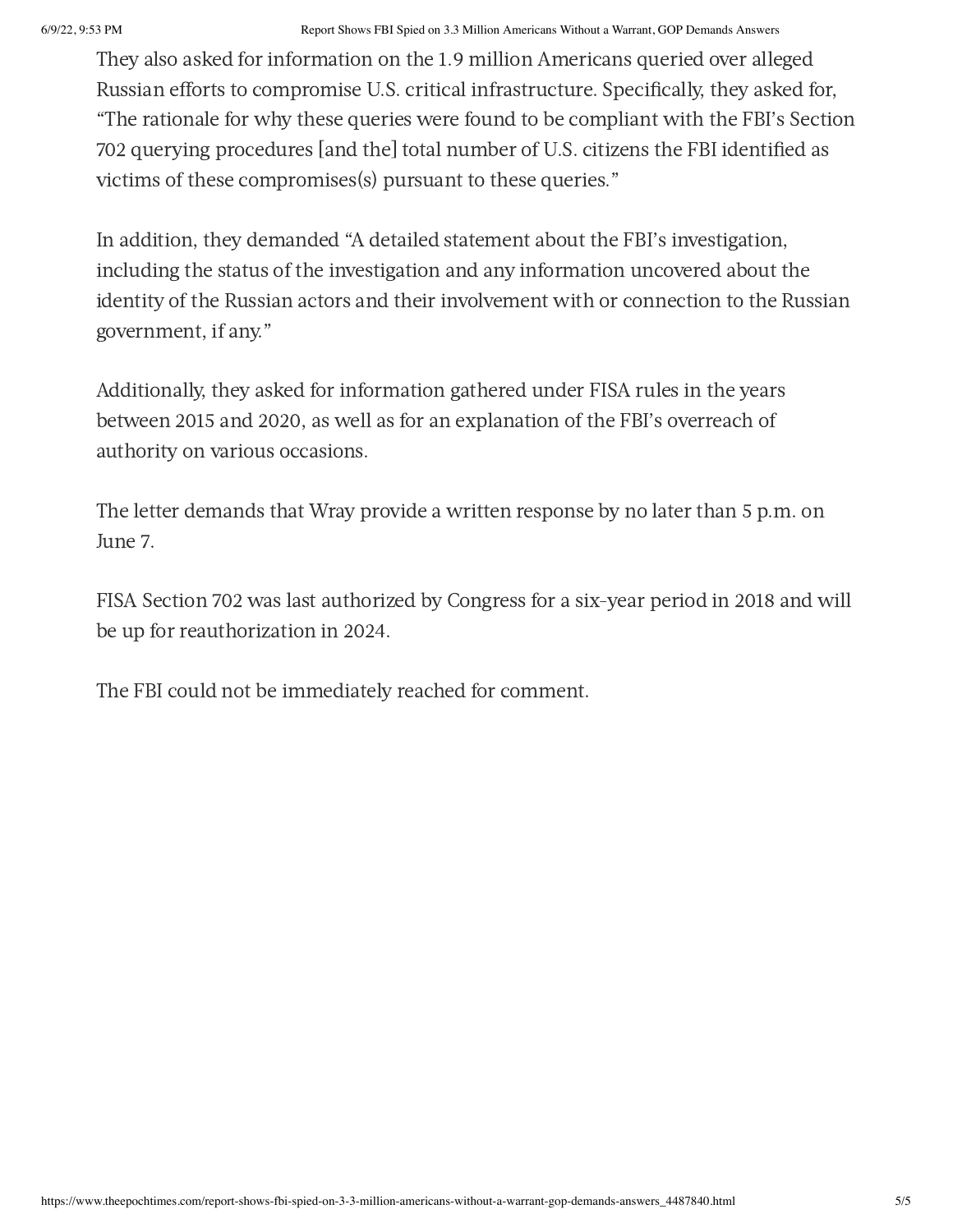They also asked for information on the 1.9 million Americans queried over alleged Russian efforts to compromise U.S. critical infrastructure. Specifically, they asked for, "The rationale for why these queries were found to be compliant with the FBI's Section 702 querying procedures [and the] total number of U.S. citizens the FBI identified as victims of these compromises(s) pursuant to these queries."

In addition, they demanded "A detailed statement about the FBI's investigation, including the status of the investigation and any information uncovered about the identity of the Russian actors and their involvement with or connection to the Russian government, if any."

Additionally, they asked for information gathered under FISA rules in the years between 2015 and 2020, as well as for an explanation of the FBI's overreach of authority on various occasions.

The letter demands that Wray provide a written response by no later than 5 p.m. on June 7.

FISA Section 702 was last authorized by Congress for a six-year period in 2018 and will be up for reauthorization in 2024.

The FBI could not be immediately reached for comment.